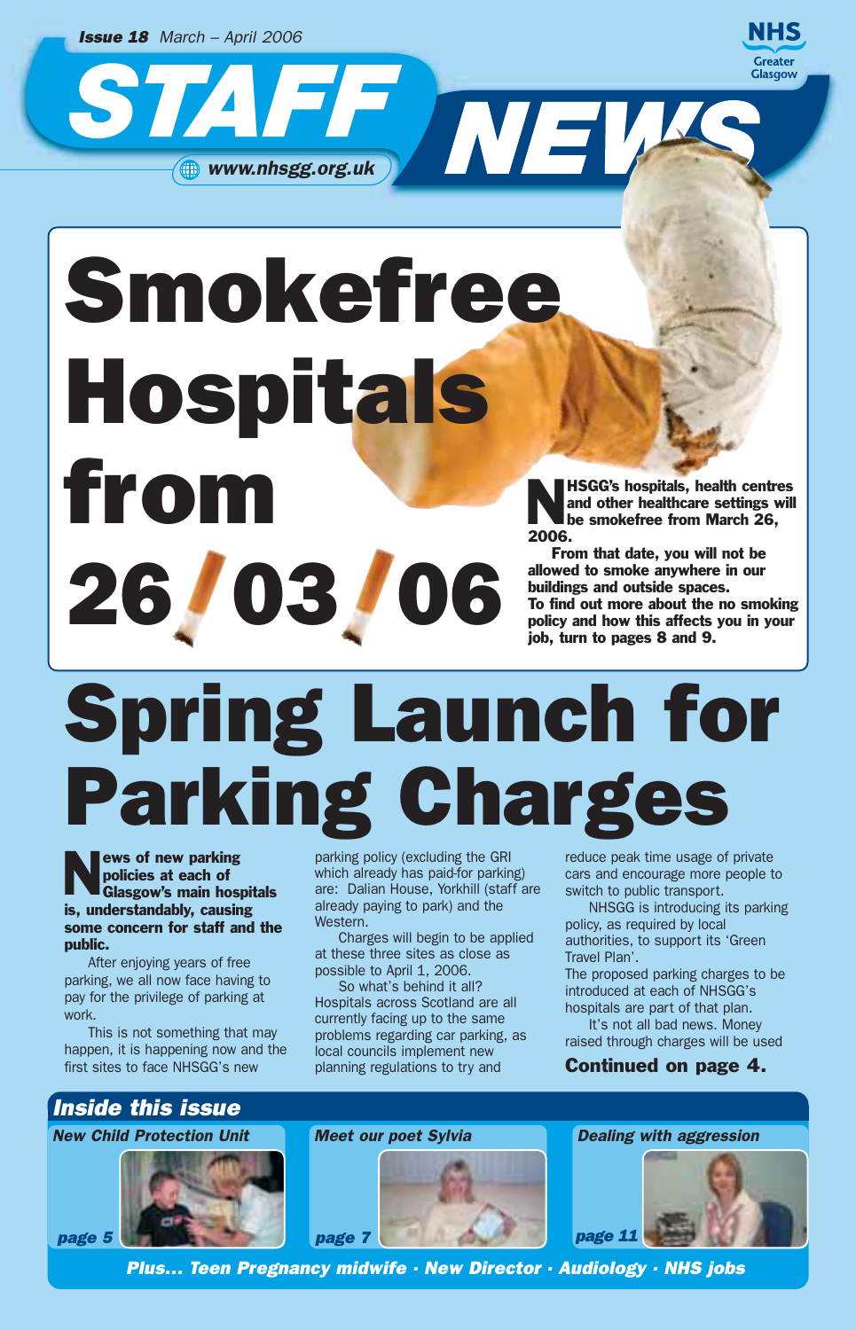**Issue 18** *March – April 2006*

# STAFF NEWS

www.nhsgg.org.uk

NHS Greater Glasgow

# Smokefree Hospitals from 26/03/06

**NHSGG's hospitals, health centres and other healthcare settings will be smokefree from March 26, 2006.**

**From that date, you will not be allowed to smoke anywhere in our buildings and outside spaces.**

**To find out more about the no smoking policy and how this affects you in your job, turn to pages 8 and 9.**

# Spring Launch for Parking Charges

**News of new parking policies at each of Glasgow's main hospitals is, understandably, causing some concern for staff and the public.**

After enjoying years of free parking, we all now face having to pay for the privilege of parking at work.

This is not something that may happen, it is happening now and the first sites to face NHSGG's new parking policy (excluding the GRI which already has paid-for parking) are: Dalian House, Yorkhill (staff are already paying to park) and the Western.

Charges will begin to be applied at these three sites as close as possible to April 1, 2006.

So what's behind it all? Hospitals across Scotland are all currently facing up to the same problems regarding car parking, as local councils implement new planning regulations to try and reduce peak time usage of private cars and encourage more people to switch to public transport.

NHSGG is introducing its parking policy, as required by local authorities, to support its 'Green Travel Plan'.

The proposed parking charges to be introduced at each of NHSGG's hospitals are part of that plan.

It's not all bad news. Money raised through charges will be used

**Continued on page 4.**

## *Inside this issue*

- *New Child Protection Unit* — *page 5*
- *Meet our poet Sylvia* — *page 7*
- *Dealing with aggression* — *page 11*

***Plus... Teen Pregnancy midwife · New Director · Audiology · NHS jobs***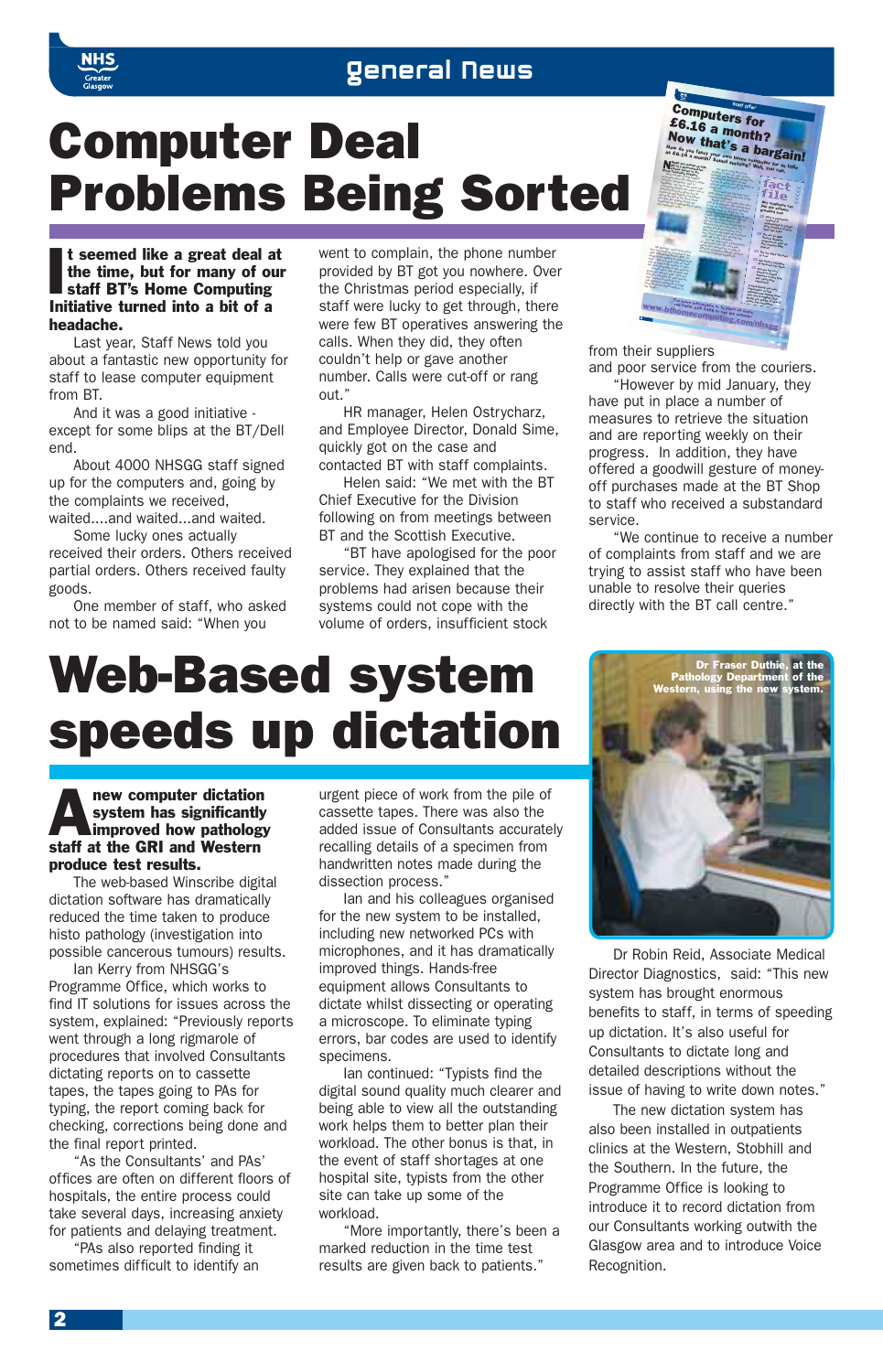# Computer Deal Problems Being Sorted

**It seemed like a great deal at the time, but for many of our staff BT's Home Computing Initiative turned into a bit of a headache.**

Last year, Staff News told you about a fantastic new opportunity for staff to lease computer equipment from BT.

And it was a good initiative - except for some blips at the BT/Dell end.

About 4000 NHSGG staff signed up for the computers and, going by the complaints we received, waited....and waited...and waited.

Some lucky ones actually received their orders. Others received partial orders. Others received faulty goods.

One member of staff, who asked not to be named said: "When you went to complain, the phone number provided by BT got you nowhere. Over the Christmas period especially, if staff were lucky to get through, there were few BT operatives answering the calls. When they did, they often couldn't help or gave another number. Calls were cut-off or rang out."

HR manager, Helen Ostrycharz, and Employee Director, Donald Sime, quickly got on the case and contacted BT with staff complaints.

Helen said: "We met with the BT Chief Executive for the Division following on from meetings between BT and the Scottish Executive.

"BT have apologised for the poor service. They explained that the problems had arisen because their systems could not cope with the volume of orders, insufficient stock from their suppliers and poor service from the couriers.

"However by mid January, they have put in place a number of measures to retrieve the situation and are reporting weekly on their progress. In addition, they have offered a goodwill gesture of money-off purchases made at the BT Shop to staff who received a substandard service.

"We continue to receive a number of complaints from staff and we are trying to assist staff who have been unable to resolve their queries directly with the BT call centre."

# Web-Based system speeds up dictation

**A new computer dictation system has significantly improved how pathology staff at the GRI and Western produce test results.**

The web-based Winscribe digital dictation software has dramatically reduced the time taken to produce histo pathology (investigation into possible cancerous tumours) results.

Ian Kerry from NHSGG's Programme Office, which works to find IT solutions for issues across the system, explained: "Previously reports went through a long rigmarole of procedures that involved Consultants dictating reports on to cassette tapes, the tapes going to PAs for typing, the report coming back for checking, corrections being done and the final report printed.

"As the Consultants' and PAs' offices are often on different floors of hospitals, the entire process could take several days, increasing anxiety for patients and delaying treatment.

"PAs also reported finding it sometimes difficult to identify an urgent piece of work from the pile of cassette tapes. There was also the added issue of Consultants accurately recalling details of a specimen from handwritten notes made during the dissection process."

Ian and his colleagues organised for the new system to be installed, including new networked PCs with microphones, and it has dramatically improved things. Hands-free equipment allows Consultants to dictate whilst dissecting or operating a microscope. To eliminate typing errors, bar codes are used to identify specimens.

Ian continued: "Typists find the digital sound quality much clearer and being able to view all the outstanding work helps them to better plan their workload. The other bonus is that, in the event of staff shortages at one hospital site, typists from the other site can take up some of the workload.

"More importantly, there's been a marked reduction in the time test results are given back to patients."

Dr Fraser Duthie, at the Pathology Department of the Western, using the new system.

Dr Robin Reid, Associate Medical Director Diagnostics, said: "This new system has brought enormous benefits to staff, in terms of speeding up dictation. It's also useful for Consultants to dictate long and detailed descriptions without the issue of having to write down notes."

The new dictation system has also been installed in outpatients clinics at the Western, Stobhill and the Southern. In the future, the Programme Office is looking to introduce it to record dictation from our Consultants working outwith the Glasgow area and to introduce Voice Recognition.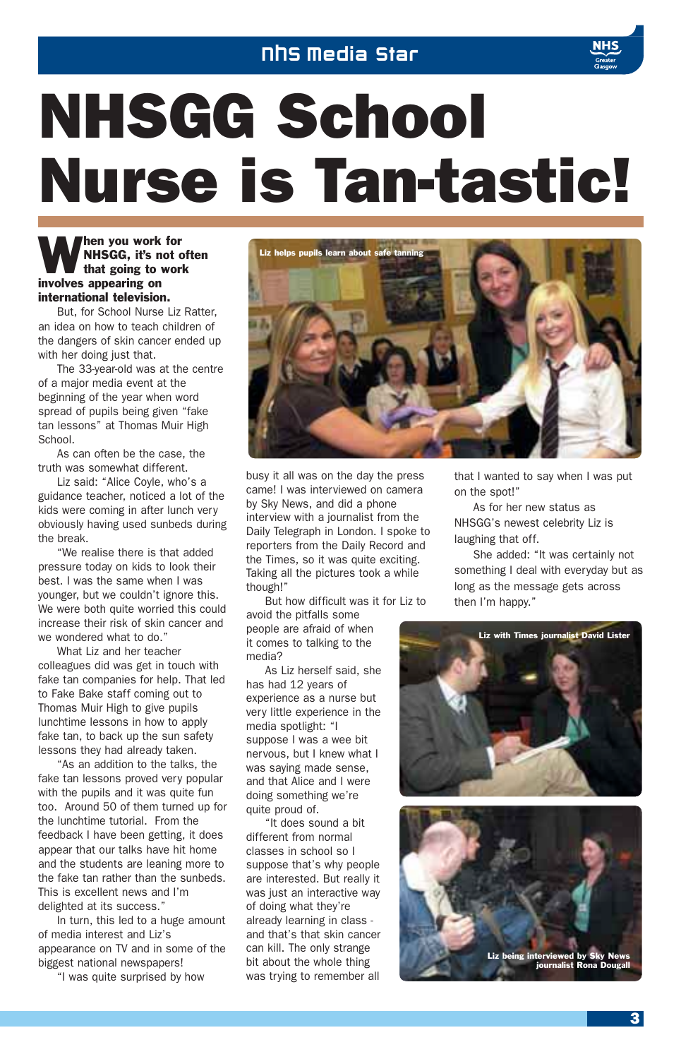# NHSGG School Nurse is Tan-tastic!

**When you work for NHSGG, it's not often that going to work involves appearing on international television.**

But, for School Nurse Liz Ratter, an idea on how to teach children of the dangers of skin cancer ended up with her doing just that.

The 33-year-old was at the centre of a major media event at the beginning of the year when word spread of pupils being given "fake tan lessons" at Thomas Muir High School.

As can often be the case, the truth was somewhat different.

Liz said: "Alice Coyle, who's a guidance teacher, noticed a lot of the kids were coming in after lunch very obviously having used sunbeds during the break.

"We realise there is that added pressure today on kids to look their best. I was the same when I was younger, but we couldn't ignore this. We were both quite worried this could increase their risk of skin cancer and we wondered what to do."

What Liz and her teacher colleagues did was get in touch with fake tan companies for help. That led to Fake Bake staff coming out to Thomas Muir High to give pupils lunchtime lessons in how to apply fake tan, to back up the sun safety lessons they had already taken.

"As an addition to the talks, the fake tan lessons proved very popular with the pupils and it was quite fun too. Around 50 of them turned up for the lunchtime tutorial. From the feedback I have been getting, it does appear that our talks have hit home and the students are leaning more to the fake tan rather than the sunbeds. This is excellent news and I'm delighted at its success."

In turn, this led to a huge amount of media interest and Liz's appearance on TV and in some of the biggest national newspapers!

"I was quite surprised by how busy it all was on the day the press came! I was interviewed on camera by Sky News, and did a phone interview with a journalist from the Daily Telegraph in London. I spoke to reporters from the Daily Record and the Times, so it was quite exciting. Taking all the pictures took a while though!"

Liz helps pupils learn about safe tanning

But how difficult was it for Liz to avoid the pitfalls some people are afraid of when it comes to talking to the media?

As Liz herself said, she has had 12 years of experience as a nurse but very little experience in the media spotlight: "I suppose I was a wee bit nervous, but I knew what I was saying made sense, and that Alice and I were doing something we're quite proud of.

"It does sound a bit different from normal classes in school so I suppose that's why people are interested. But really it was just an interactive way of doing what they're already learning in class - and that's that skin cancer can kill. The only strange bit about the whole thing was trying to remember all that I wanted to say when I was put on the spot!"

As for her new status as NHSGG's newest celebrity Liz is laughing that off.

She added: "It was certainly not something I deal with everyday but as long as the message gets across then I'm happy."

Liz with Times journalist David Lister

Liz being interviewed by Sky News journalist Rona Dougall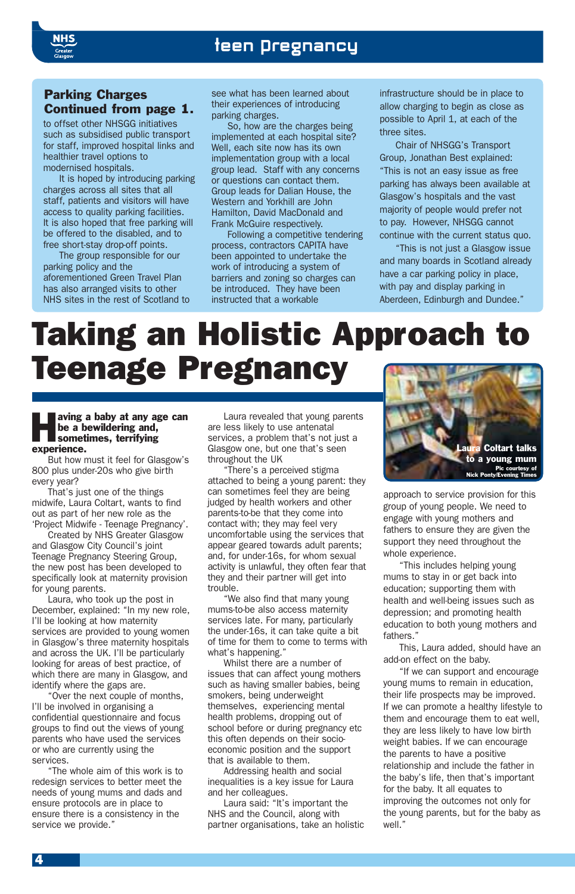## Parking Charges Continued from page 1.

to offset other NHSGG initiatives such as subsidised public transport for staff, improved hospital links and healthier travel options to modernised hospitals.

It is hoped by introducing parking charges across all sites that all staff, patients and visitors will have access to quality parking facilities. It is also hoped that free parking will be offered to the disabled, and to free short-stay drop-off points.

The group responsible for our parking policy and the aforementioned Green Travel Plan has also arranged visits to other NHS sites in the rest of Scotland to see what has been learned about their experiences of introducing parking charges.

So, how are the charges being implemented at each hospital site? Well, each site now has its own implementation group with a local group lead. Staff with any concerns or questions can contact them. Group leads for Dalian House, the Western and Yorkhill are John Hamilton, David MacDonald and Frank McGuire respectively.

Following a competitive tendering process, contractors CAPITA have been appointed to undertake the work of introducing a system of barriers and zoning so charges can be introduced. They have been instructed that a workable infrastructure should be in place to allow charging to begin as close as possible to April 1, at each of the three sites.

Chair of NHSGG's Transport Group, Jonathan Best explained: "This is not an easy issue as free parking has always been available at Glasgow's hospitals and the vast majority of people would prefer not to pay. However, NHSGG cannot continue with the current status quo.

"This is not just a Glasgow issue and many boards in Scotland already have a car parking policy in place, with pay and display parking in Aberdeen, Edinburgh and Dundee."

# Taking an Holistic Approach to Teenage Pregnancy

**Having a baby at any age can be a bewildering and, sometimes, terrifying experience.**

But how must it feel for Glasgow's 800 plus under-20s who give birth every year?

That's just one of the things midwife, Laura Coltart, wants to find out as part of her new role as the 'Project Midwife - Teenage Pregnancy'.

Created by NHS Greater Glasgow and Glasgow City Council's joint Teenage Pregnancy Steering Group, the new post has been developed to specifically look at maternity provision for young parents.

Laura, who took up the post in December, explained: "In my new role, I'll be looking at how maternity services are provided to young women in Glasgow's three maternity hospitals and across the UK. I'll be particularly looking for areas of best practice, of which there are many in Glasgow, and identify where the gaps are.

"Over the next couple of months, I'll be involved in organising a confidential questionnaire and focus groups to find out the views of young parents who have used the services or who are currently using the services.

"The whole aim of this work is to redesign services to better meet the needs of young mums and dads and ensure protocols are in place to ensure there is a consistency in the service we provide."

Laura revealed that young parents are less likely to use antenatal services, a problem that's not just a Glasgow one, but one that's seen throughout the UK

"There's a perceived stigma attached to being a young parent: they can sometimes feel they are being judged by health workers and other parents-to-be that they come into contact with; they may feel very uncomfortable using the services that appear geared towards adult parents; and, for under-16s, for whom sexual activity is unlawful, they often fear that they and their partner will get into trouble.

"We also find that many young mums-to-be also access maternity services late. For many, particularly the under-16s, it can take quite a bit of time for them to come to terms with what's happening."

Whilst there are a number of issues that can affect young mothers such as having smaller babies, being smokers, being underweight themselves, experiencing mental health problems, dropping out of school before or during pregnancy etc this often depends on their socio-economic position and the support that is available to them.

Addressing health and social inequalities is a key issue for Laura and her colleagues.

Laura said: "It's important the NHS and the Council, along with partner organisations, take an holistic approach to service provision for this group of young people. We need to engage with young mothers and fathers to ensure they are given the support they need throughout the whole experience.

Laura Coltart talks to a young mum
Pic courtesy of Nick Ponty/Evening Times

"This includes helping young mums to stay in or get back into education; supporting them with health and well-being issues such as depression; and promoting health education to both young mothers and fathers."

This, Laura added, should have an add-on effect on the baby.

"If we can support and encourage young mums to remain in education, their life prospects may be improved. If we can promote a healthy lifestyle to them and encourage them to eat well, they are less likely to have low birth weight babies. If we can encourage the parents to have a positive relationship and include the father in the baby's life, then that's important for the baby. It all equates to improving the outcomes not only for the young parents, but for the baby as well."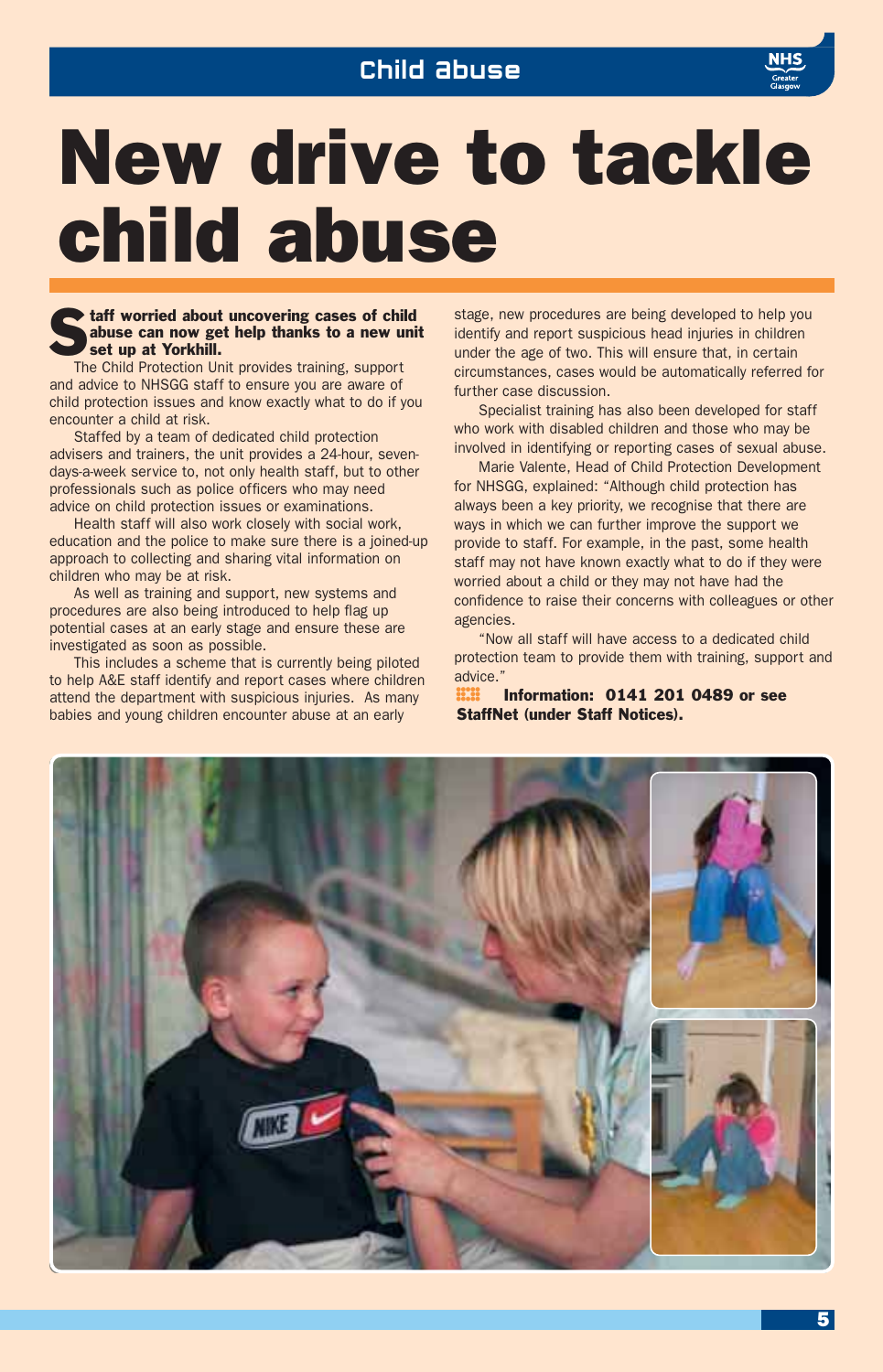# New drive to tackle child abuse

**Staff worried about uncovering cases of child abuse can now get help thanks to a new unit set up at Yorkhill.**

The Child Protection Unit provides training, support and advice to NHSGG staff to ensure you are aware of child protection issues and know exactly what to do if you encounter a child at risk.

Staffed by a team of dedicated child protection advisers and trainers, the unit provides a 24-hour, seven-days-a-week service to, not only health staff, but to other professionals such as police officers who may need advice on child protection issues or examinations.

Health staff will also work closely with social work, education and the police to make sure there is a joined-up approach to collecting and sharing vital information on children who may be at risk.

As well as training and support, new systems and procedures are also being introduced to help flag up potential cases at an early stage and ensure these are investigated as soon as possible.

This includes a scheme that is currently being piloted to help A&E staff identify and report cases where children attend the department with suspicious injuries. As many babies and young children encounter abuse at an early stage, new procedures are being developed to help you identify and report suspicious head injuries in children under the age of two. This will ensure that, in certain circumstances, cases would be automatically referred for further case discussion.

Specialist training has also been developed for staff who work with disabled children and those who may be involved in identifying or reporting cases of sexual abuse.

Marie Valente, Head of Child Protection Development for NHSGG, explained: "Although child protection has always been a key priority, we recognise that there are ways in which we can further improve the support we provide to staff. For example, in the past, some health staff may not have known exactly what to do if they were worried about a child or they may not have had the confidence to raise their concerns with colleagues or other agencies.

"Now all staff will have access to a dedicated child protection team to provide them with training, support and advice."

**Information: 0141 201 0489 or see StaffNet (under Staff Notices).**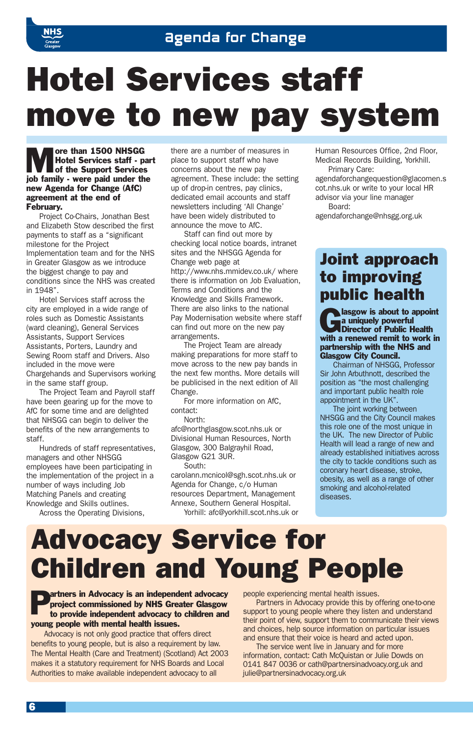# Hotel Services staff move to new pay system

**More than 1500 NHSGG Hotel Services staff - part of the Support Services job family - were paid under the new Agenda for Change (AfC) agreement at the end of February.**

Project Co-Chairs, Jonathan Best and Elizabeth Stow described the first payments to staff as a "significant milestone for the Project Implementation team and for the NHS in Greater Glasgow as we introduce the biggest change to pay and conditions since the NHS was created in 1948".

Hotel Services staff across the city are employed in a wide range of roles such as Domestic Assistants (ward cleaning), General Services Assistants, Support Services Assistants, Porters, Laundry and Sewing Room staff and Drivers. Also included in the move were Chargehands and Supervisors working in the same staff group.

The Project Team and Payroll staff have been gearing up for the move to AfC for some time and are delighted that NHSGG can begin to deliver the benefits of the new arrangements to staff.

Hundreds of staff representatives, managers and other NHSGG employees have been participating in the implementation of the project in a number of ways including Job Matching Panels and creating Knowledge and Skills outlines.

Across the Operating Divisions, there are a number of measures in place to support staff who have concerns about the new pay agreement. These include: the setting up of drop-in centres, pay clinics, dedicated email accounts and staff newsletters including 'All Change' have been widely distributed to announce the move to AfC.

Staff can find out more by checking local notice boards, intranet sites and the NHSGG Agenda for Change web page at http://www.nhs.mmidev.co.uk/ where there is information on Job Evaluation, Terms and Conditions and the Knowledge and Skills Framework. There are also links to the national Pay Modernisation website where staff can find out more on the new pay arrangements.

The Project Team are already making preparations for more staff to move across to the new pay bands in the next few months. More details will be publicised in the next edition of All Change.

For more information on AfC, contact:

North:
afc@northglasgow.scot.nhs.uk or Divisional Human Resources, North Glasgow, 300 Balgrayhil Road, Glasgow G21 3UR.

South:
carolann.mcnicol@sgh.scot.nhs.uk or Agenda for Change, c/o Human resources Department, Management Annexe, Southern General Hospital.

Yorhill: afc@yorkhill.scot.nhs.uk or Human Resources Office, 2nd Floor, Medical Records Building, Yorkhill.

Primary Care:
agendaforchangequestion@glacomen.scot.nhs.uk or write to your local HR advisor via your line manager

Board:
agendaforchange@nhsgg.org.uk

## Joint approach to improving public health

**Glasgow is about to appoint a uniquely powerful Director of Public Health with a renewed remit to work in partnership with the NHS and Glasgow City Council.**

Chairman of NHSGG, Professor Sir John Arbuthnott, described the position as "the most challenging and important public health role appointment in the UK".

The joint working between NHSGG and the City Council makes this role one of the most unique in the UK. The new Director of Public Health will lead a range of new and already established initiatives across the city to tackle conditions such as coronary heart disease, stroke, obesity, as well as a range of other smoking and alcohol-related diseases.

# Advocacy Service for Children and Young People

**Partners in Advocacy is an independent advocacy project commissioned by NHS Greater Glasgow to provide independent advocacy to children and young people with mental health issues.**

Advocacy is not only good practice that offers direct benefits to young people, but is also a requirement by law. The Mental Health (Care and Treatment) (Scotland) Act 2003 makes it a statutory requirement for NHS Boards and Local Authorities to make available independent advocacy to all people experiencing mental health issues.

Partners in Advocacy provide this by offering one-to-one support to young people where they listen and understand their point of view, support them to communicate their views and choices, help source information on particular issues and ensure that their voice is heard and acted upon.

The service went live in January and for more information, contact: Cath McQuistan or Julie Dowds on 0141 847 0036 or cath@partnersinadvoacy.org.uk and julie@partnersinadvocacy.org.uk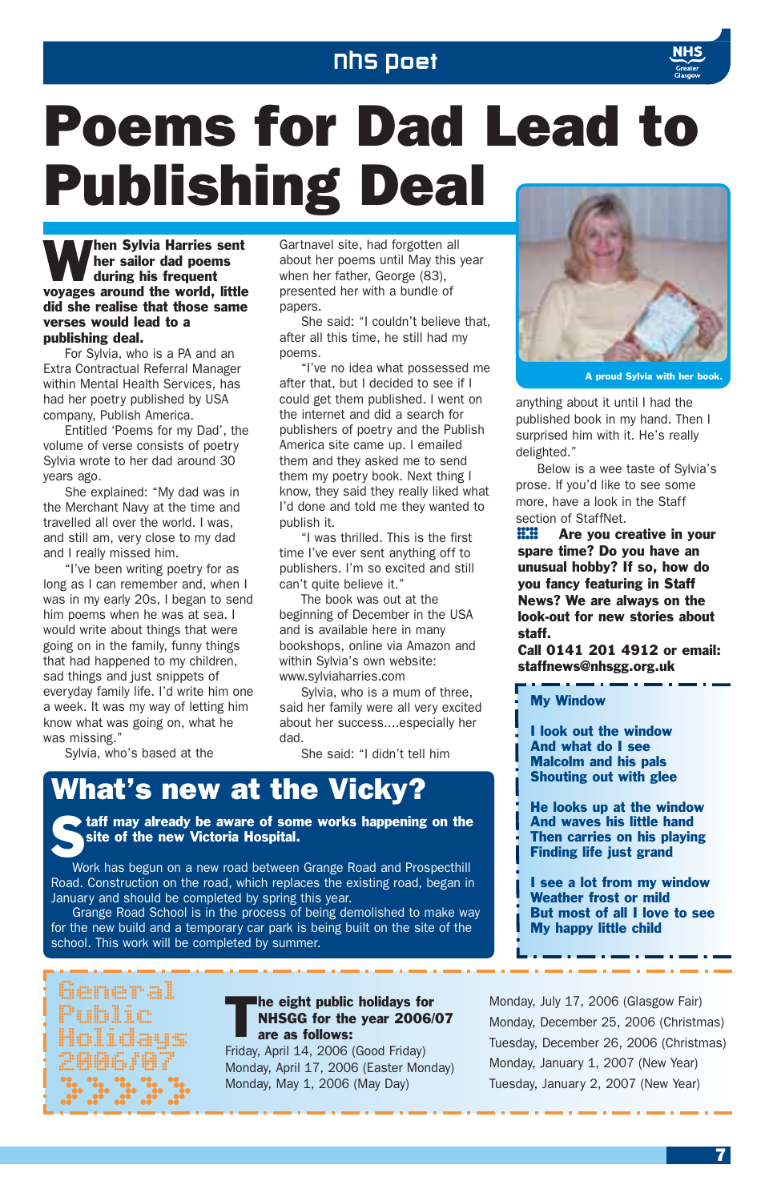# Poems for Dad Lead to Publishing Deal

**When Sylvia Harries sent her sailor dad poems during his frequent voyages around the world, little did she realise that those same verses would lead to a publishing deal.**

For Sylvia, who is a PA and an Extra Contractual Referral Manager within Mental Health Services, has had her poetry published by USA company, Publish America.

Entitled 'Poems for my Dad', the volume of verse consists of poetry Sylvia wrote to her dad around 30 years ago.

She explained: "My dad was in the Merchant Navy at the time and travelled all over the world. I was, and still am, very close to my dad and I really missed him.

"I've been writing poetry for as long as I can remember and, when I was in my early 20s, I began to send him poems when he was at sea. I would write about things that were going on in the family, funny things that had happened to my children, sad things and just snippets of everyday family life. I'd write him one a week. It was my way of letting him know what was going on, what he was missing."

Sylvia, who's based at the Gartnavel site, had forgotten all about her poems until May this year when her father, George (83), presented her with a bundle of papers.

She said: "I couldn't believe that, after all this time, he still had my poems.

"I've no idea what possessed me after that, but I decided to see if I could get them published. I went on the internet and did a search for publishers of poetry and the Publish America site came up. I emailed them and they asked me to send them my poetry book. Next thing I know, they said they really liked what I'd done and told me they wanted to publish it.

"I was thrilled. This is the first time I've ever sent anything off to publishers. I'm so excited and still can't quite believe it."

The book was out at the beginning of December in the USA and is available here in many bookshops, online via Amazon and within Sylvia's own website: www.sylviaharries.com

Sylvia, who is a mum of three, said her family were all very excited about her success....especially her dad.

She said: "I didn't tell him anything about it until I had the published book in my hand. Then I surprised him with it. He's really delighted."

A proud Sylvia with her book.

Below is a wee taste of Sylvia's prose. If you'd like to see some more, have a look in the Staff section of StaffNet.

**Are you creative in your spare time? Do you have an unusual hobby? If so, how do you fancy featuring in Staff News? We are always on the look-out for new stories about staff.**
**Call 0141 201 4912 or email: staffnews@nhsgg.org.uk**

**My Window**

**I look out the window**
**And what do I see**
**Malcolm and his pals**
**Shouting out with glee**

**He looks up at the window**
**And waves his little hand**
**Then carries on his playing**
**Finding life just grand**

**I see a lot from my window**
**Weather frost or mild**
**But most of all I love to see**
**My happy little child**

## What's new at the Vicky?

**Staff may already be aware of some works happening on the site of the new Victoria Hospital.**

Work has begun on a new road between Grange Road and Prospecthill Road. Construction on the road, which replaces the existing road, began in January and should be completed by spring this year.

Grange Road School is in the process of being demolished to make way for the new build and a temporary car park is being built on the site of the school. This work will be completed by summer.

## General Public Holidays 2006/07

**The eight public holidays for NHSGG for the year 2006/07 are as follows:**

Friday, April 14, 2006 (Good Friday)
Monday, April 17, 2006 (Easter Monday)
Monday, May 1, 2006 (May Day)
Monday, July 17, 2006 (Glasgow Fair)
Monday, December 25, 2006 (Christmas)
Tuesday, December 26, 2006 (Christmas)
Monday, January 1, 2007 (New Year)
Tuesday, January 2, 2007 (New Year)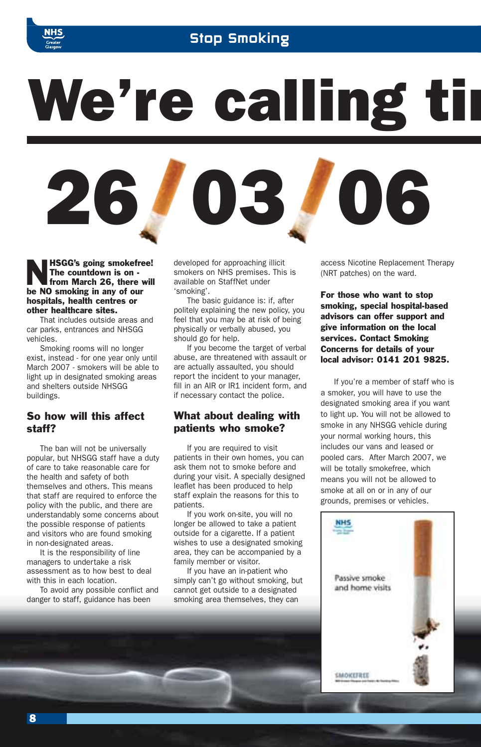# We're calling ti

# 26/03/06

**NHSGG's going smokefree! The countdown is on - from March 26, there will be NO smoking in any of our hospitals, health centres or other healthcare sites.**

That includes outside areas and car parks, entrances and NHSGG vehicles.

Smoking rooms will no longer exist, instead - for one year only until March 2007 - smokers will be able to light up in designated smoking areas and shelters outside NHSGG buildings.

## So how will this affect staff?

The ban will not be universally popular, but NHSGG staff have a duty of care to take reasonable care for the health and safety of both themselves and others. This means that staff are required to enforce the policy with the public, and there are understandably some concerns about the possible response of patients and visitors who are found smoking in non-designated areas.

It is the responsibility of line managers to undertake a risk assessment as to how best to deal with this in each location.

To avoid any possible conflict and danger to staff, guidance has been developed for approaching illicit smokers on NHS premises. This is available on StaffNet under 'smoking'.

The basic guidance is: if, after politely explaining the new policy, you feel that you may be at risk of being physically or verbally abused, you should go for help.

If you become the target of verbal abuse, are threatened with assault or are actually assaulted, you should report the incident to your manager, fill in an AIR or IR1 incident form, and if necessary contact the police.

## What about dealing with patients who smoke?

If you are required to visit patients in their own homes, you can ask them not to smoke before and during your visit. A specially designed leaflet has been produced to help staff explain the reasons for this to patients.

If you work on-site, you will no longer be allowed to take a patient outside for a cigarette. If a patient wishes to use a designated smoking area, they can be accompanied by a family member or visitor.

If you have an in-patient who simply can't go without smoking, but cannot get outside to a designated smoking area themselves, they can access Nicotine Replacement Therapy (NRT patches) on the ward.

**For those who want to stop smoking, special hospital-based advisors can offer support and give information on the local services. Contact Smoking Concerns for details of your local advisor: 0141 201 9825.**

If you're a member of staff who is a smoker, you will have to use the designated smoking area if you want to light up. You will not be allowed to smoke in any NHSGG vehicle during your normal working hours, this includes our vans and leased or pooled cars. After March 2007, we will be totally smokefree, which means you will not be allowed to smoke at all on or in any of our grounds, premises or vehicles.

Passive smoke and home visits

SMOKEFREE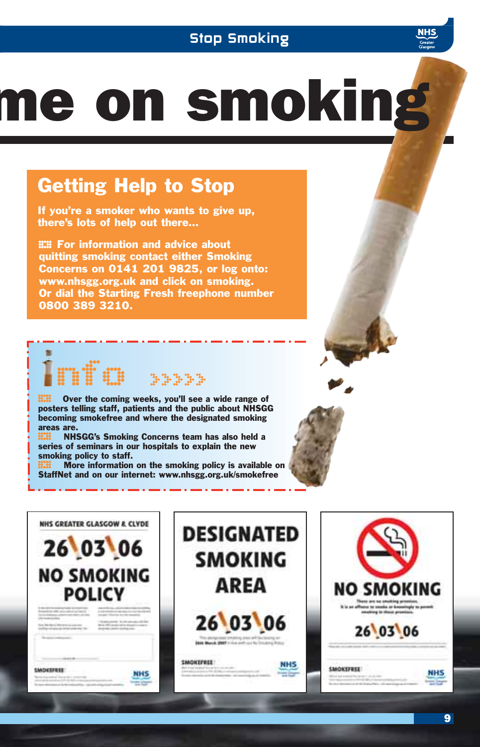# me on smoking

## Getting Help to Stop

**If you're a smoker who wants to give up, there's lots of help out there...**

**For information and advice about quitting smoking contact either Smoking Concerns on 0141 201 9825, or log onto: www.nhsgg.org.uk and click on smoking. Or dial the Starting Fresh freephone number 0800 389 3210.**

## info

- **Over the coming weeks, you'll see a wide range of posters telling staff, patients and the public about NHSGG becoming smokefree and where the designated smoking areas are.**
- **NHSGG's Smoking Concerns team has also held a series of seminars in our hospitals to explain the new smoking policy to staff.**
- **More information on the smoking policy is available on StaffNet and on our internet: www.nhsgg.org.uk/smokefree**

NHS GREATER GLASGOW & CLYDE

26\03\06

NO SMOKING POLICY

SMOKEFREE

DESIGNATED SMOKING AREA

26\03\06

SMOKEFREE

NO SMOKING

These are no smoking premises.
It is an offence to smoke or knowingly to permit smoking in these premises.

26\03\06

SMOKEFREE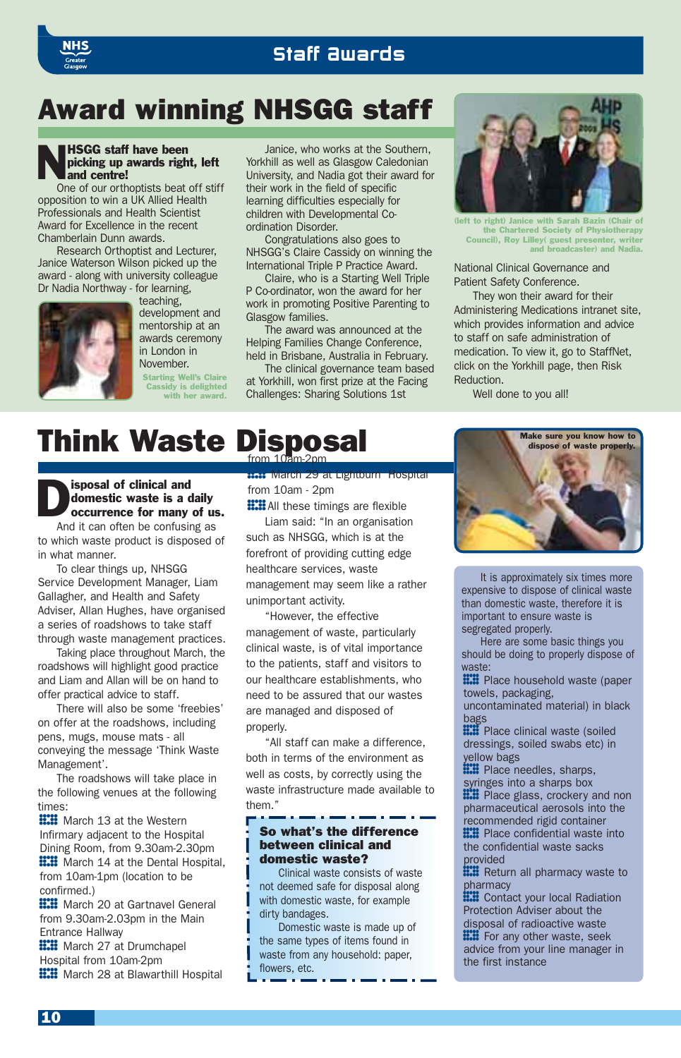# Award winning NHSGG staff

**NHSGG staff have been picking up awards right, left and centre!**

One of our orthoptists beat off stiff opposition to win a UK Allied Health Professionals and Health Scientist Award for Excellence in the recent Chamberlain Dunn awards.

Research Orthoptist and Lecturer, Janice Waterson Wilson picked up the award - along with university colleague Dr Nadia Northway - for learning, teaching, development and mentorship at an awards ceremony in London in November.

Starting Well's Claire Cassidy is delighted with her award.

Janice, who works at the Southern, Yorkhill as well as Glasgow Caledonian University, and Nadia got their award for their work in the field of specific learning difficulties especially for children with Developmental Co-ordination Disorder.

Congratulations also goes to NHSGG's Claire Cassidy on winning the International Triple P Practice Award.

Claire, who is a Starting Well Triple P Co-ordinator, won the award for her work in promoting Positive Parenting to Glasgow families.

The award was announced at the Helping Families Change Conference, held in Brisbane, Australia in February.

The clinical governance team based at Yorkhill, won first prize at the Facing Challenges: Sharing Solutions 1st National Clinical Governance and Patient Safety Conference.

(left to right) Janice with Sarah Bazin (Chair of the Chartered Society of Physiotherapy Council), Roy Lilley( guest presenter, writer and broadcaster) and Nadia.

They won their award for their Administering Medications intranet site, which provides information and advice to staff on safe administration of medication. To view it, go to StaffNet, click on the Yorkhill page, then Risk Reduction.

Well done to you all!

# Think Waste Disposal

**Disposal of clinical and domestic waste is a daily occurrence for many of us.**

And it can often be confusing as to which waste product is disposed of in what manner.

To clear things up, NHSGG Service Development Manager, Liam Gallagher, and Health and Safety Adviser, Allan Hughes, have organised a series of roadshows to take staff through waste management practices.

Taking place throughout March, the roadshows will highlight good practice and Liam and Allan will be on hand to offer practical advice to staff.

There will also be some 'freebies' on offer at the roadshows, including pens, mugs, mouse mats - all conveying the message 'Think Waste Management'.

The roadshows will take place in the following venues at the following times:

- March 13 at the Western Infirmary adjacent to the Hospital Dining Room, from 9.30am-2.30pm
- March 14 at the Dental Hospital, from 10am-1pm (location to be confirmed.)
- March 20 at Gartnavel General from 9.30am-2.03pm in the Main Entrance Hallway
- March 27 at Drumchapel Hospital from 10am-2pm
- March 28 at Blawarthill Hospital from 10am-2pm
- March 29 at Lightburn Hospital from 10am - 2pm
- All these timings are flexible

Liam said: "In an organisation such as NHSGG, which is at the forefront of providing cutting edge healthcare services, waste management may seem like a rather unimportant activity.

"However, the effective management of waste, particularly clinical waste, is of vital importance to the patients, staff and visitors to our healthcare establishments, who need to be assured that our wastes are managed and disposed of properly.

"All staff can make a difference, both in terms of the environment as well as costs, by correctly using the waste infrastructure made available to them."

**So what's the difference between clinical and domestic waste?**

Clinical waste consists of waste not deemed safe for disposal along with domestic waste, for example dirty bandages.

Domestic waste is made up of the same types of items found in waste from any household: paper, flowers, etc.

Make sure you know how to dispose of waste properly.

It is approximately six times more expensive to dispose of clinical waste than domestic waste, therefore it is important to ensure waste is segregated properly.

Here are some basic things you should be doing to properly dispose of waste:

- Place household waste (paper towels, packaging, uncontaminated material) in black bags
- Place clinical waste (soiled dressings, soiled swabs etc) in yellow bags
- Place needles, sharps, syringes into a sharps box
- Place glass, crockery and non pharmaceutical aerosols into the recommended rigid container
- Place confidential waste into the confidential waste sacks provided
- Return all pharmacy waste to pharmacy
- Contact your local Radiation Protection Adviser about the disposal of radioactive waste
- For any other waste, seek advice from your line manager in the first instance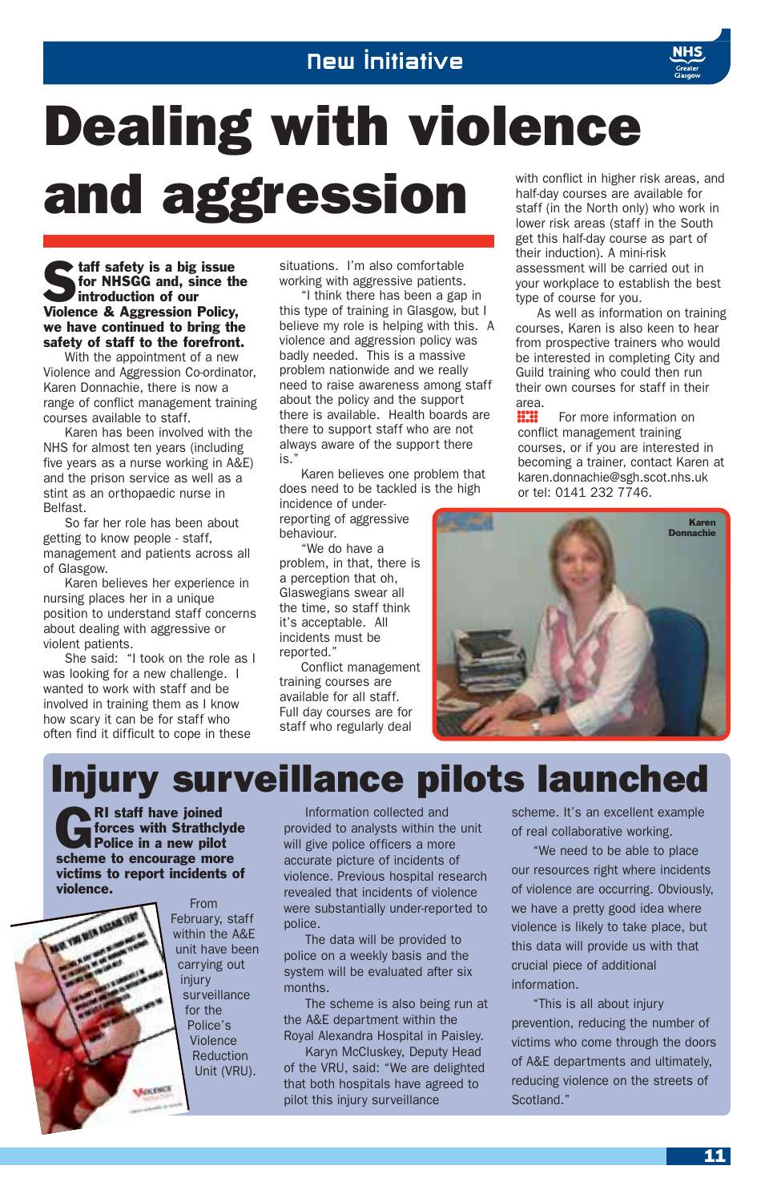New initiative

# Dealing with violence and aggression

**Staff safety is a big issue for NHSGG and, since the introduction of our Violence & Aggression Policy, we have continued to bring the safety of staff to the forefront.**

With the appointment of a new Violence and Aggression Co-ordinator, Karen Donnachie, there is now a range of conflict management training courses available to staff.

Karen has been involved with the NHS for almost ten years (including five years as a nurse working in A&E) and the prison service as well as a stint as an orthopaedic nurse in Belfast.

So far her role has been about getting to know people - staff, management and patients across all of Glasgow.

Karen believes her experience in nursing places her in a unique position to understand staff concerns about dealing with aggressive or violent patients.

She said: "I took on the role as I was looking for a new challenge. I wanted to work with staff and be involved in training them as I know how scary it can be for staff who often find it difficult to cope in these situations. I'm also comfortable working with aggressive patients.

"I think there has been a gap in this type of training in Glasgow, but I believe my role is helping with this. A violence and aggression policy was badly needed. This is a massive problem nationwide and we really need to raise awareness among staff about the policy and the support there is available. Health boards are there to support staff who are not always aware of the support there is."

Karen believes one problem that does need to be tackled is the high incidence of under-reporting of aggressive behaviour.

"We do have a problem, in that, there is a perception that oh, Glaswegians swear all the time, so staff think it's acceptable. All incidents must be reported."

Conflict management training courses are available for all staff. Full day courses are for staff who regularly deal with conflict in higher risk areas, and half-day courses are available for staff (in the North only) who work in lower risk areas (staff in the South get this half-day course as part of their induction). A mini-risk assessment will be carried out in your workplace to establish the best type of course for you.

As well as information on training courses, Karen is also keen to hear from prospective trainers who would be interested in completing City and Guild training who could then run their own courses for staff in their area.

For more information on conflict management training courses, or if you are interested in becoming a trainer, contact Karen at karen.donnachie@sgh.scot.nhs.uk or tel: 0141 232 7746.

Karen Donnachie

# Injury surveillance pilots launched

**GRI staff have joined forces with Strathclyde Police in a new pilot scheme to encourage more victims to report incidents of violence.**

From February, staff within the A&E unit have been carrying out injury surveillance for the Police's Violence Reduction Unit (VRU).

Information collected and provided to analysts within the unit will give police officers a more accurate picture of incidents of violence. Previous hospital research revealed that incidents of violence were substantially under-reported to police.

The data will be provided to police on a weekly basis and the system will be evaluated after six months.

The scheme is also being run at the A&E department within the Royal Alexandra Hospital in Paisley.

Karyn McCluskey, Deputy Head of the VRU, said: "We are delighted that both hospitals have agreed to pilot this injury surveillance scheme. It's an excellent example of real collaborative working.

"We need to be able to place our resources right where incidents of violence are occurring. Obviously, we have a pretty good idea where violence is likely to take place, but this data will provide us with that crucial piece of additional information.

"This is all about injury prevention, reducing the number of victims who come through the doors of A&E departments and ultimately, reducing violence on the streets of Scotland."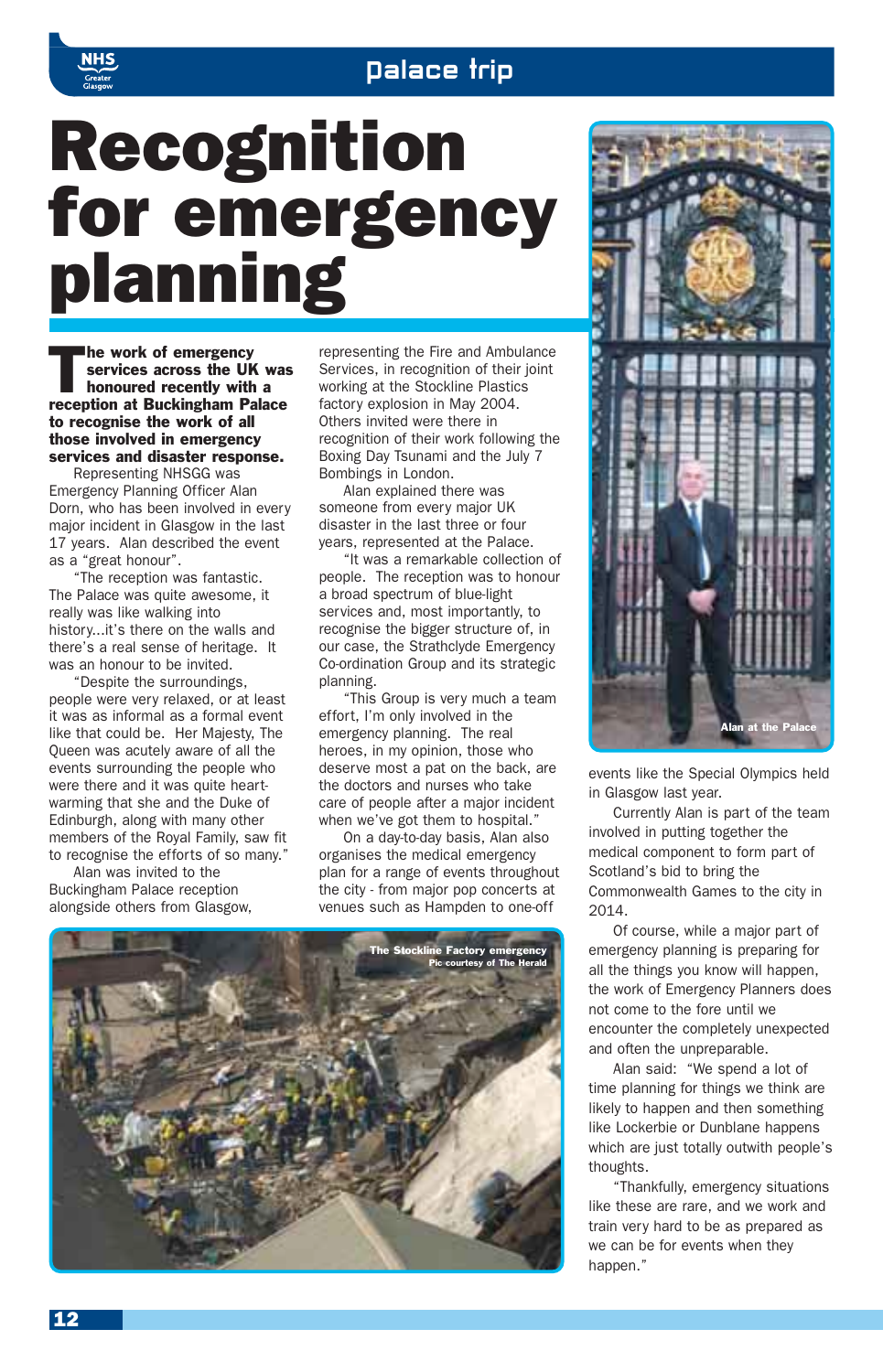# Recognition for emergency planning

**The work of emergency services across the UK was honoured recently with a reception at Buckingham Palace to recognise the work of all those involved in emergency services and disaster response.**

Representing NHSGG was Emergency Planning Officer Alan Dorn, who has been involved in every major incident in Glasgow in the last 17 years. Alan described the event as a "great honour".

"The reception was fantastic. The Palace was quite awesome, it really was like walking into history...it's there on the walls and there's a real sense of heritage. It was an honour to be invited.

"Despite the surroundings, people were very relaxed, or at least it was as informal as a formal event like that could be. Her Majesty, The Queen was acutely aware of all the events surrounding the people who were there and it was quite heart-warming that she and the Duke of Edinburgh, along with many other members of the Royal Family, saw fit to recognise the efforts of so many."

Alan was invited to the Buckingham Palace reception alongside others from Glasgow, representing the Fire and Ambulance Services, in recognition of their joint working at the Stockline Plastics factory explosion in May 2004. Others invited were there in recognition of their work following the Boxing Day Tsunami and the July 7 Bombings in London.

Alan explained there was someone from every major UK disaster in the last three or four years, represented at the Palace.

"It was a remarkable collection of people. The reception was to honour a broad spectrum of blue-light services and, most importantly, to recognise the bigger structure of, in our case, the Strathclyde Emergency Co-ordination Group and its strategic planning.

"This Group is very much a team effort, I'm only involved in the emergency planning. The real heroes, in my opinion, those who deserve most a pat on the back, are the doctors and nurses who take care of people after a major incident when we've got them to hospital."

On a day-to-day basis, Alan also organises the medical emergency plan for a range of events throughout the city - from major pop concerts at venues such as Hampden to one-off events like the Special Olympics held in Glasgow last year.

Currently Alan is part of the team involved in putting together the medical component to form part of Scotland's bid to bring the Commonwealth Games to the city in 2014.

Of course, while a major part of emergency planning is preparing for all the things you know will happen, the work of Emergency Planners does not come to the fore until we encounter the completely unexpected and often the unpreparable.

Alan said: "We spend a lot of time planning for things we think are likely to happen and then something like Lockerbie or Dunblane happens which are just totally outwith people's thoughts.

"Thankfully, emergency situations like these are rare, and we work and train very hard to be as prepared as we can be for events when they happen."

Alan at the Palace

The Stockline Factory emergency
Pic courtesy of The Herald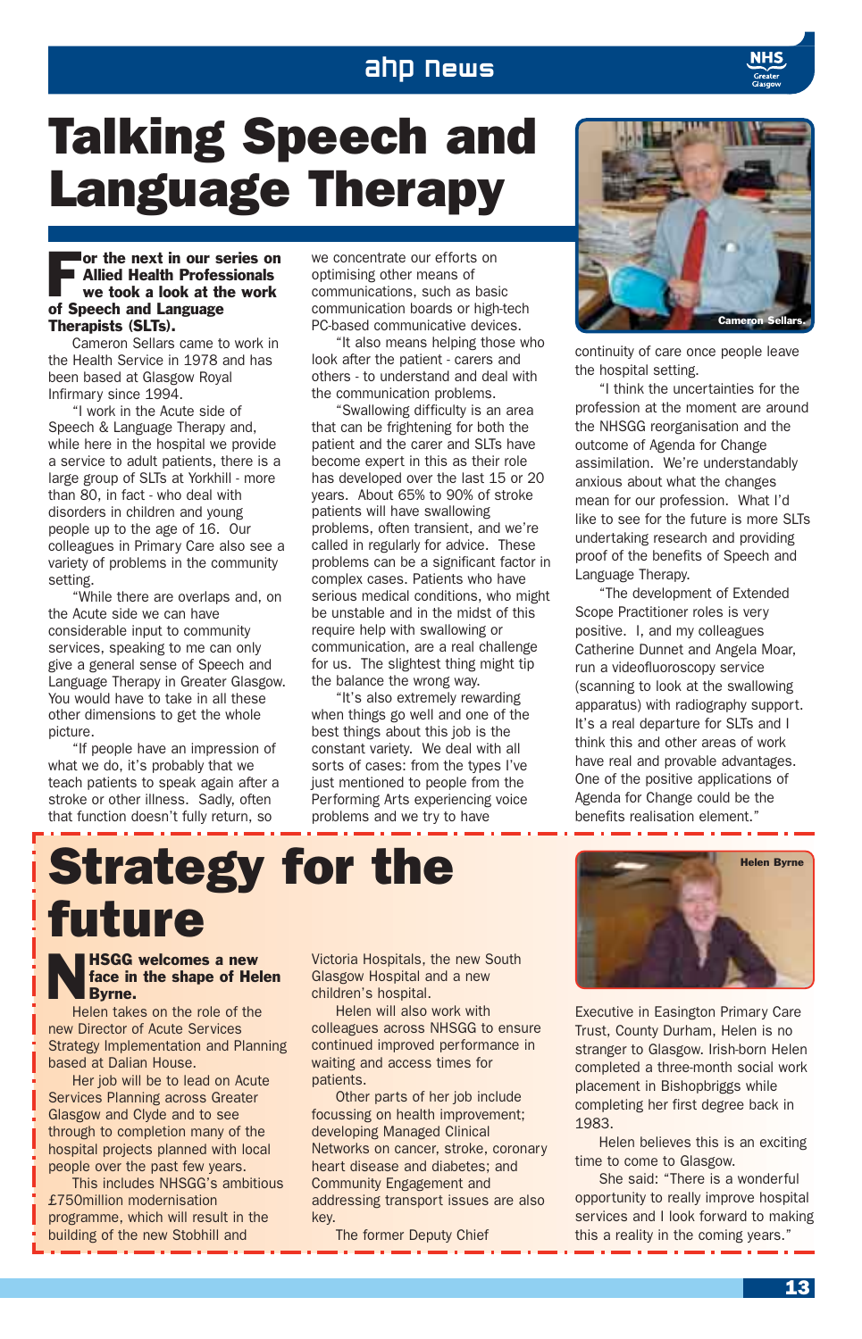# Talking Speech and Language Therapy

**For the next in our series on Allied Health Professionals we took a look at the work of Speech and Language Therapists (SLTs).**

Cameron Sellars came to work in the Health Service in 1978 and has been based at Glasgow Royal Infirmary since 1994.

"I work in the Acute side of Speech & Language Therapy and, while here in the hospital we provide a service to adult patients, there is a large group of SLTs at Yorkhill - more than 80, in fact - who deal with disorders in children and young people up to the age of 16. Our colleagues in Primary Care also see a variety of problems in the community setting.

"While there are overlaps and, on the Acute side we can have considerable input to community services, speaking to me can only give a general sense of Speech and Language Therapy in Greater Glasgow. You would have to take in all these other dimensions to get the whole picture.

"If people have an impression of what we do, it's probably that we teach patients to speak again after a stroke or other illness. Sadly, often that function doesn't fully return, so we concentrate our efforts on optimising other means of communications, such as basic communication boards or high-tech PC-based communicative devices.

"It also means helping those who look after the patient - carers and others - to understand and deal with the communication problems.

"Swallowing difficulty is an area that can be frightening for both the patient and the carer and SLTs have become expert in this as their role has developed over the last 15 or 20 years. About 65% to 90% of stroke patients will have swallowing problems, often transient, and we're called in regularly for advice. These problems can be a significant factor in complex cases. Patients who have serious medical conditions, who might be unstable and in the midst of this require help with swallowing or communication, are a real challenge for us. The slightest thing might tip the balance the wrong way.

"It's also extremely rewarding when things go well and one of the best things about this job is the constant variety. We deal with all sorts of cases: from the types I've just mentioned to people from the Performing Arts experiencing voice problems and we try to have continuity of care once people leave the hospital setting.

"I think the uncertainties for the profession at the moment are around the NHSGG reorganisation and the outcome of Agenda for Change assimilation. We're understandably anxious about what the changes mean for our profession. What I'd like to see for the future is more SLTs undertaking research and providing proof of the benefits of Speech and Language Therapy.

"The development of Extended Scope Practitioner roles is very positive. I, and my colleagues Catherine Dunnet and Angela Moar, run a videofluoroscopy service (scanning to look at the swallowing apparatus) with radiography support. It's a real departure for SLTs and I think this and other areas of work have real and provable advantages. One of the positive applications of Agenda for Change could be the benefits realisation element."

Cameron Sellars.

# Strategy for the future

**NHSGG welcomes a new face in the shape of Helen Byrne.**

Helen takes on the role of the new Director of Acute Services Strategy Implementation and Planning based at Dalian House.

Her job will be to lead on Acute Services Planning across Greater Glasgow and Clyde and to see through to completion many of the hospital projects planned with local people over the past few years.

This includes NHSGG's ambitious £750million modernisation programme, which will result in the building of the new Stobhill and Victoria Hospitals, the new South Glasgow Hospital and a new children's hospital.

Helen will also work with colleagues across NHSGG to ensure continued improved performance in waiting and access times for patients.

Other parts of her job include focussing on health improvement; developing Managed Clinical Networks on cancer, stroke, coronary heart disease and diabetes; and Community Engagement and addressing transport issues are also key.

The former Deputy Chief Executive in Easington Primary Care Trust, County Durham, Helen is no stranger to Glasgow. Irish-born Helen completed a three-month social work placement in Bishopbriggs while completing her first degree back in 1983.

Helen believes this is an exciting time to come to Glasgow.

She said: "There is a wonderful opportunity to really improve hospital services and I look forward to making this a reality in the coming years."

Helen Byrne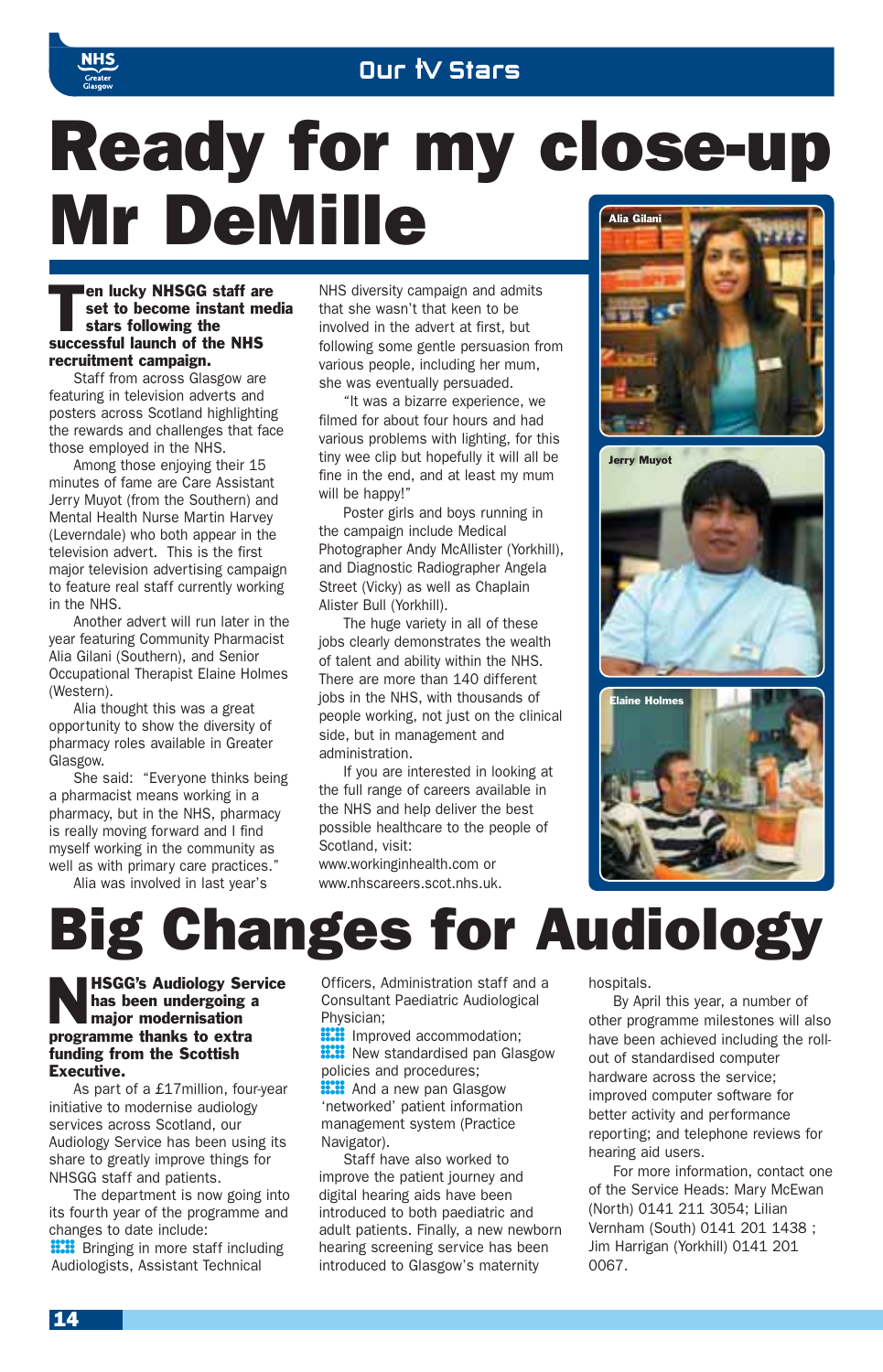# Ready for my close-up Mr DeMille

**Ten lucky NHSGG staff are set to become instant media stars following the successful launch of the NHS recruitment campaign.**

Staff from across Glasgow are featuring in television adverts and posters across Scotland highlighting the rewards and challenges that face those employed in the NHS.

Among those enjoying their 15 minutes of fame are Care Assistant Jerry Muyot (from the Southern) and Mental Health Nurse Martin Harvey (Leverndale) who both appear in the television advert. This is the first major television advertising campaign to feature real staff currently working in the NHS.

Another advert will run later in the year featuring Community Pharmacist Alia Gilani (Southern), and Senior Occupational Therapist Elaine Holmes (Western).

Alia thought this was a great opportunity to show the diversity of pharmacy roles available in Greater Glasgow.

She said: "Everyone thinks being a pharmacist means working in a pharmacy, but in the NHS, pharmacy is really moving forward and I find myself working in the community as well as with primary care practices."

Alia was involved in last year's NHS diversity campaign and admits that she wasn't that keen to be involved in the advert at first, but following some gentle persuasion from various people, including her mum, she was eventually persuaded.

"It was a bizarre experience, we filmed for about four hours and had various problems with lighting, for this tiny wee clip but hopefully it will all be fine in the end, and at least my mum will be happy!"

Poster girls and boys running in the campaign include Medical Photographer Andy McAllister (Yorkhill), and Diagnostic Radiographer Angela Street (Vicky) as well as Chaplain Alister Bull (Yorkhill).

The huge variety in all of these jobs clearly demonstrates the wealth of talent and ability within the NHS. There are more than 140 different jobs in the NHS, with thousands of people working, not just on the clinical side, but in management and administration.

If you are interested in looking at the full range of careers available in the NHS and help deliver the best possible healthcare to the people of Scotland, visit: www.workinginhealth.com or www.nhscareers.scot.nhs.uk.

Alia Gilani

Jerry Muyot

Elaine Holmes

# Big Changes for Audiology

**NHSGG's Audiology Service has been undergoing a major modernisation programme thanks to extra funding from the Scottish Executive.**

As part of a £17million, four-year initiative to modernise audiology services across Scotland, our Audiology Service has been using its share to greatly improve things for NHSGG staff and patients.

The department is now going into its fourth year of the programme and changes to date include:

- Bringing in more staff including Audiologists, Assistant Technical Officers, Administration staff and a Consultant Paediatric Audiological Physician;
- Improved accommodation;
- New standardised pan Glasgow policies and procedures;
- And a new pan Glasgow 'networked' patient information management system (Practice Navigator).

Staff have also worked to improve the patient journey and digital hearing aids have been introduced to both paediatric and adult patients. Finally, a new newborn hearing screening service has been introduced to Glasgow's maternity hospitals.

By April this year, a number of other programme milestones will also have been achieved including the roll-out of standardised computer hardware across the service; improved computer software for better activity and performance reporting; and telephone reviews for hearing aid users.

For more information, contact one of the Service Heads: Mary McEwan (North) 0141 211 3054; Lilian Vernham (South) 0141 201 1438 ; Jim Harrigan (Yorkhill) 0141 201 0067.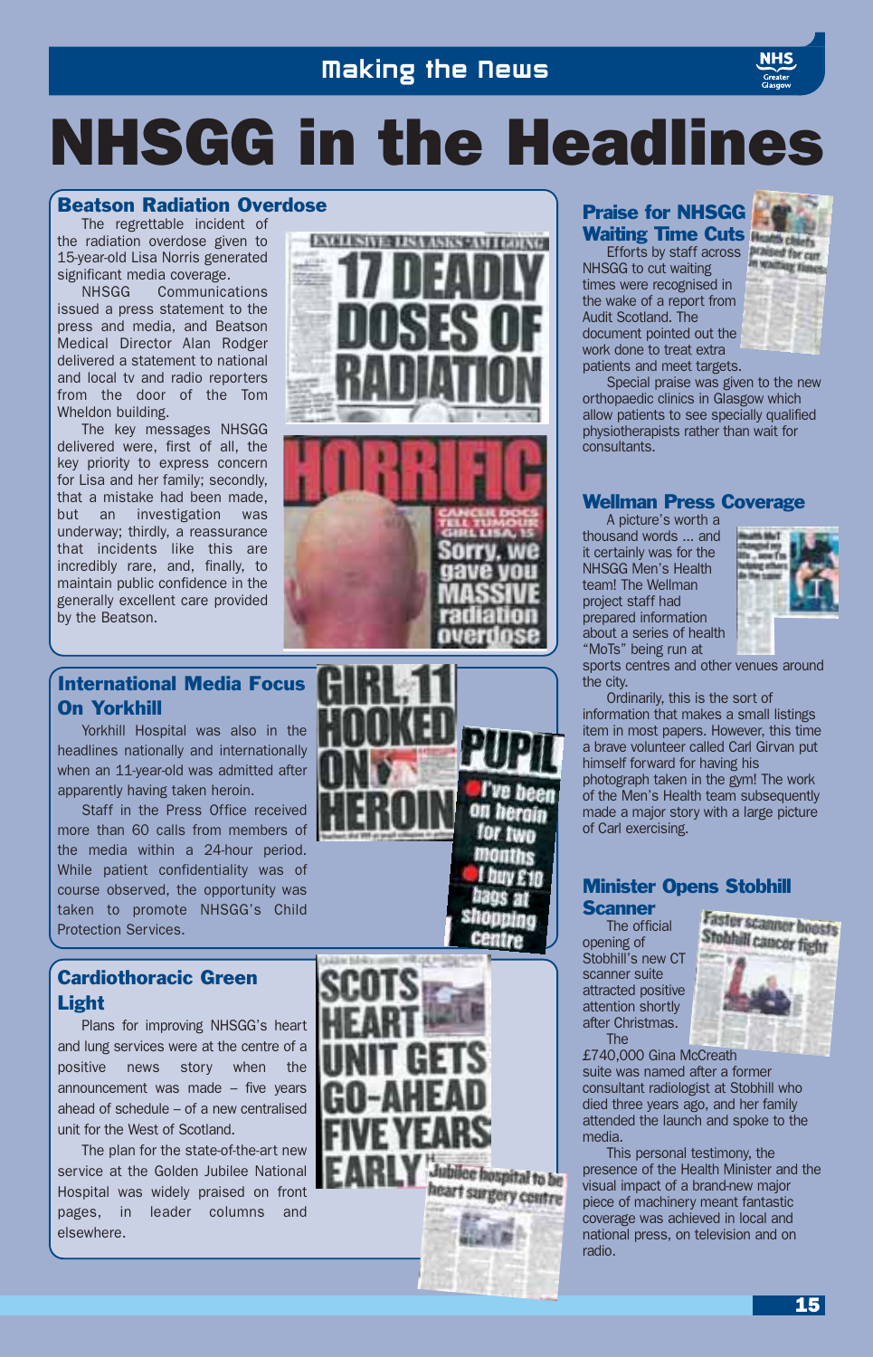Making the News

# NHSGG in the Headlines

## Beatson Radiation Overdose

The regrettable incident of the radiation overdose given to 15-year-old Lisa Norris generated significant media coverage.

NHSGG Communications issued a press statement to the press and media, and Beatson Medical Director Alan Rodger delivered a statement to national and local tv and radio reporters from the door of the Tom Wheldon building.

The key messages NHSGG delivered were, first of all, the key priority to express concern for Lisa and her family; secondly, that a mistake had been made, but an investigation was underway; thirdly, a reassurance that incidents like this are incredibly rare, and, finally, to maintain public confidence in the generally excellent care provided by the Beatson.

## International Media Focus On Yorkhill

Yorkhill Hospital was also in the headlines nationally and internationally when an 11-year-old was admitted after apparently having taken heroin.

Staff in the Press Office received more than 60 calls from members of the media within a 24-hour period. While patient confidentiality was of course observed, the opportunity was taken to promote NHSGG's Child Protection Services.

## Cardiothoracic Green Light

Plans for improving NHSGG's heart and lung services were at the centre of a positive news story when the announcement was made – five years ahead of schedule – of a new centralised unit for the West of Scotland.

The plan for the state-of-the-art new service at the Golden Jubilee National Hospital was widely praised on front pages, in leader columns and elsewhere.

## Praise for NHSGG Waiting Time Cuts

Efforts by staff across NHSGG to cut waiting times were recognised in the wake of a report from Audit Scotland. The document pointed out the work done to treat extra patients and meet targets.

Special praise was given to the new orthopaedic clinics in Glasgow which allow patients to see specially qualified physiotherapists rather than wait for consultants.

## Wellman Press Coverage

A picture's worth a thousand words ... and it certainly was for the NHSGG Men's Health team! The Wellman project staff had prepared information about a series of health "MoTs" being run at sports centres and other venues around the city.

Ordinarily, this is the sort of information that makes a small listings item in most papers. However, this time a brave volunteer called Carl Girvan put himself forward for having his photograph taken in the gym! The work of the Men's Health team subsequently made a major story with a large picture of Carl exercising.

## Minister Opens Stobhill Scanner

The official opening of Stobhill's new CT scanner suite attracted positive attention shortly after Christmas.

The £740,000 Gina McCreath suite was named after a former consultant radiologist at Stobhill who died three years ago, and her family attended the launch and spoke to the media.

This personal testimony, the presence of the Health Minister and the visual impact of a brand-new major piece of machinery meant fantastic coverage was achieved in local and national press, on television and on radio.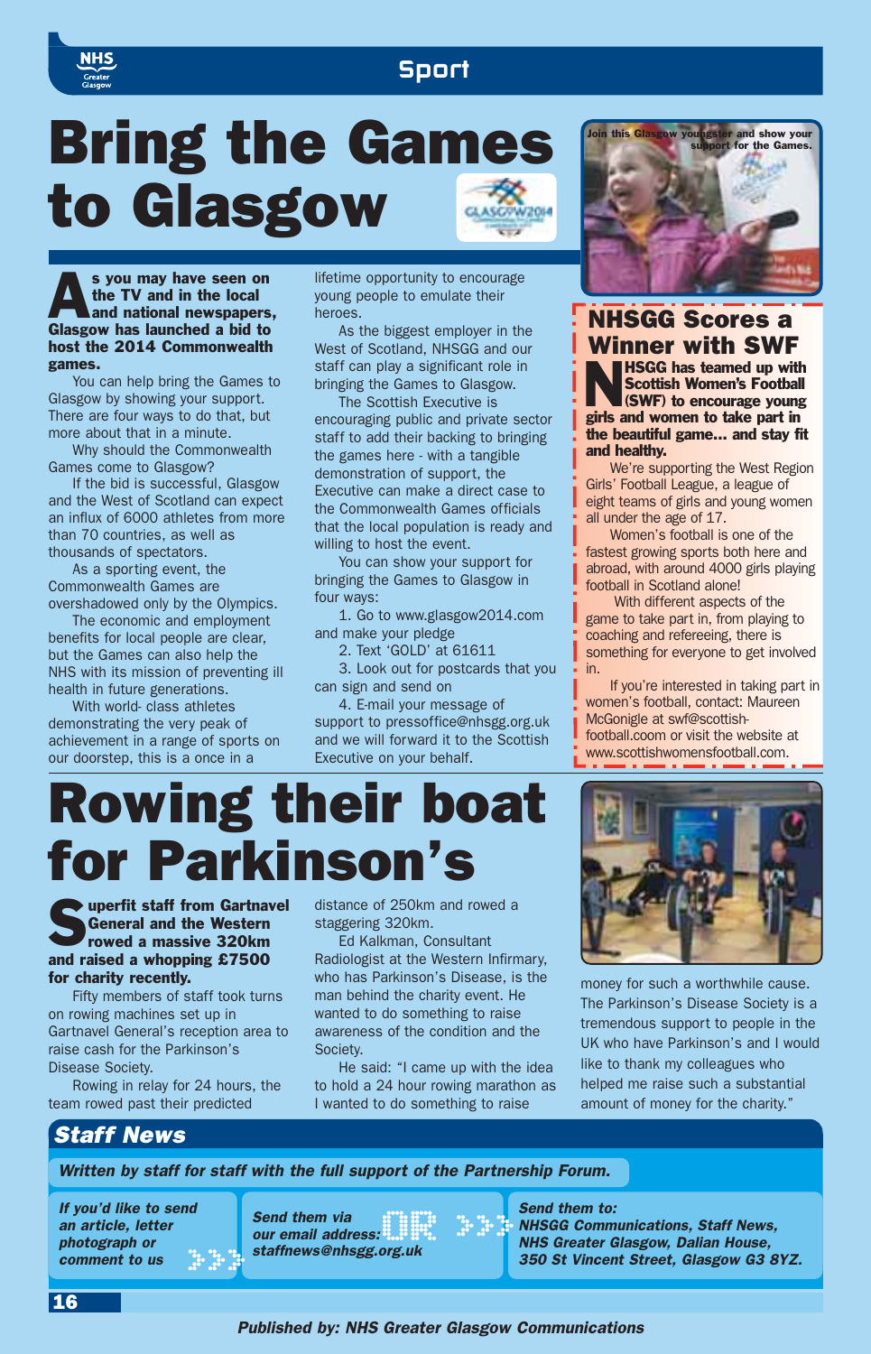# Bring the Games to Glasgow

**As you may have seen on the TV and in the local and national newspapers, Glasgow has launched a bid to host the 2014 Commonwealth games.**

You can help bring the Games to Glasgow by showing your support. There are four ways to do that, but more about that in a minute.

Why should the Commonwealth Games come to Glasgow?

If the bid is successful, Glasgow and the West of Scotland can expect an influx of 6000 athletes from more than 70 countries, as well as thousands of spectators.

As a sporting event, the Commonwealth Games are overshadowed only by the Olympics.

The economic and employment benefits for local people are clear, but the Games can also help the NHS with its mission of preventing ill health in future generations.

With world- class athletes demonstrating the very peak of achievement in a range of sports on our doorstep, this is a once in a lifetime opportunity to encourage young people to emulate their heroes.

As the biggest employer in the West of Scotland, NHSGG and our staff can play a significant role in bringing the Games to Glasgow.

The Scottish Executive is encouraging public and private sector staff to add their backing to bringing the games here - with a tangible demonstration of support, the Executive can make a direct case to the Commonwealth Games officials that the local population is ready and willing to host the event.

You can show your support for bringing the Games to Glasgow in four ways:

1. Go to www.glasgow2014.com and make your pledge
2. Text 'GOLD' at 61611
3. Look out for postcards that you can sign and send on
4. E-mail your message of support to pressoffice@nhsgg.org.uk and we will forward it to the Scottish Executive on your behalf.

Join this Glasgow youngster and show your support for the Games.

## NHSGG Scores a Winner with SWF

**NHSGG has teamed up with Scottish Women's Football (SWF) to encourage young girls and women to take part in the beautiful game... and stay fit and healthy.**

We're supporting the West Region Girls' Football League, a league of eight teams of girls and young women all under the age of 17.

Women's football is one of the fastest growing sports both here and abroad, with around 4000 girls playing football in Scotland alone!

With different aspects of the game to take part in, from playing to coaching and refereeing, there is something for everyone to get involved in.

If you're interested in taking part in women's football, contact: Maureen McGonigle at swf@scottish-football.com or visit the website at www.scottishwomensfootball.com.

# Rowing their boat for Parkinson's

**Superfit staff from Gartnavel General and the Western rowed a massive 320km and raised a whopping £7500 for charity recently.**

Fifty members of staff took turns on rowing machines set up in Gartnavel General's reception area to raise cash for the Parkinson's Disease Society.

Rowing in relay for 24 hours, the team rowed past their predicted distance of 250km and rowed a staggering 320km.

Ed Kalkman, Consultant Radiologist at the Western Infirmary, who has Parkinson's Disease, is the man behind the charity event. He wanted to do something to raise awareness of the condition and the Society.

He said: "I came up with the idea to hold a 24 hour rowing marathon as I wanted to do something to raise money for such a worthwhile cause. The Parkinson's Disease Society is a tremendous support to people in the UK who have Parkinson's and I would like to thank my colleagues who helped me raise such a substantial amount of money for the charity."

## Staff News

*Written by staff for staff with the full support of the Partnership Forum.*

*If you'd like to send an article, letter photograph or comment to us* >>>

*Send them via our email address:* staffnews@nhsgg.org.uk

OR >>>

*Send them to: NHSGG Communications, Staff News, NHS Greater Glasgow, Dalian House, 350 St Vincent Street, Glasgow G3 8YZ.*

*Published by: NHS Greater Glasgow Communications*